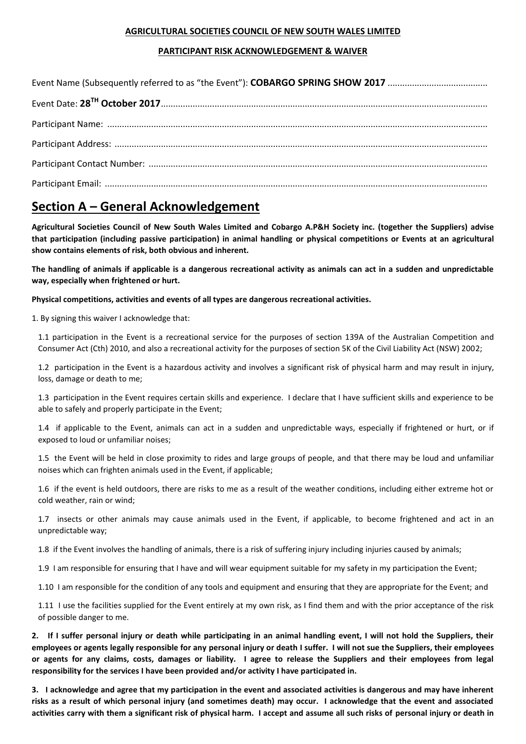**AGRICULTURAL SOCIETIES COUNCIL OF NEW SOUTH WALES LIMITED**

**PARTICIPANT RISK ACKNOWLEDGEMENT & WAIVER**

Event Name (Subsequently referred to as "the Event"): **COBARGO SPRING SHOW 2017** ........................................

Event Date: **28TH October 2017**..................................................................................................................................

Participant Name: .........................................................................................................................................

Participant Address: .......................................................................................................................................

Participant Contact Number: .........................................................................................................................

Participant Email: ...........................................................................................................................................

## Section A – General Acknowledgement

**Agricultural Societies Council of New South Wales Limited and Cobargo A.P&H Society inc. (together the Suppliers) advise that participation (including passive participation) in animal handling or physical competitions or Events at an agricultural show contains elements of risk, both obvious and inherent.**

**The handling of animals if applicable is a dangerous recreational activity as animals can act in a sudden and unpredictable way, especially when frightened or hurt.**

**Physical competitions, activities and events of all types are dangerous recreational activities.**

1. By signing this waiver I acknowledge that:

1.1 participation in the Event is a recreational service for the purposes of section 139A of the Australian Competition and Consumer Act (Cth) 2010, and also a recreational activity for the purposes of section 5K of the Civil Liability Act (NSW) 2002;

1.2 participation in the Event is a hazardous activity and involves a significant risk of physical harm and may result in injury, loss, damage or death to me;

1.3 participation in the Event requires certain skills and experience. I declare that I have sufficient skills and experience to be able to safely and properly participate in the Event;

1.4 if applicable to the Event, animals can act in a sudden and unpredictable ways, especially if frightened or hurt, or if exposed to loud or unfamiliar noises;

1.5 the Event will be held in close proximity to rides and large groups of people, and that there may be loud and unfamiliar noises which can frighten animals used in the Event, if applicable;

1.6 if the event is held outdoors, there are risks to me as a result of the weather conditions, including either extreme hot or cold weather, rain or wind;

1.7 insects or other animals may cause animals used in the Event, if applicable, to become frightened and act in an unpredictable way;

1.8 if the Event involves the handling of animals, there is a risk of suffering injury including injuries caused by animals;

1.9 I am responsible for ensuring that I have and will wear equipment suitable for my safety in my participation the Event;

1.10 I am responsible for the condition of any tools and equipment and ensuring that they are appropriate for the Event; and

1.11 I use the facilities supplied for the Event entirely at my own risk, as I find them and with the prior acceptance of the risk of possible danger to me.

**2. If I suffer personal injury or death while participating in an animal handling event, I will not hold the Suppliers, their employees or agents legally responsible for any personal injury or death I suffer. I will not sue the Suppliers, their employees or agents for any claims, costs, damages or liability. I agree to release the Suppliers and their employees from legal responsibility for the services I have been provided and/or activity I have participated in.**

**3. I acknowledge and agree that my participation in the event and associated activities is dangerous and may have inherent risks as a result of which personal injury (and sometimes death) may occur. I acknowledge that the event and associated activities carry with them a significant risk of physical harm. I accept and assume all such risks of personal injury or death in**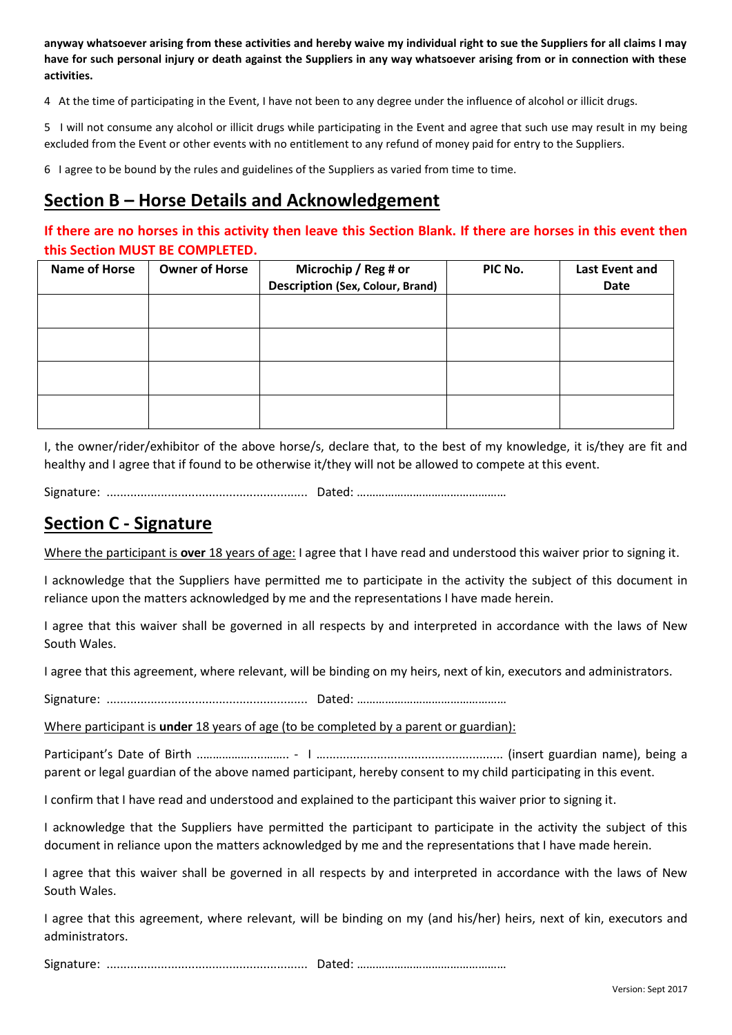**anyway whatsoever arising from these activities and hereby waive my individual right to sue the Suppliers for all claims I may have for such personal injury or death against the Suppliers in any way whatsoever arising from or in connection with these activities.**

4 At the time of participating in the Event, I have not been to any degree under the influence of alcohol or illicit drugs.

5 I will not consume any alcohol or illicit drugs while participating in the Event and agree that such use may result in my being excluded from the Event or other events with no entitlement to any refund of money paid for entry to the Suppliers.

6 I agree to be bound by the rules and guidelines of the Suppliers as varied from time to time.

## Section B – Horse Details and Acknowledgement

**If there are no horses in this activity then leave this Section Blank. If there are horses in this event then this Section MUST BE COMPLETED.**

| Name of Horse | Owner of Horse | Microchip / Reg # or Description (Sex, Colour, Brand) | PIC No. | Last Event and Date |
|---|---|---|---|---|
| | | | | |
| | | | | |
| | | | | |
| | | | | |

I, the owner/rider/exhibitor of the above horse/s, declare that, to the best of my knowledge, it is/they are fit and healthy and I agree that if found to be otherwise it/they will not be allowed to compete at this event.

Signature: ........................................................... Dated: ………………………………………….

## Section C - Signature

Where the participant is **over** 18 years of age: I agree that I have read and understood this waiver prior to signing it.

I acknowledge that the Suppliers have permitted me to participate in the activity the subject of this document in reliance upon the matters acknowledged by me and the representations I have made herein.

I agree that this waiver shall be governed in all respects by and interpreted in accordance with the laws of New South Wales.

I agree that this agreement, where relevant, will be binding on my heirs, next of kin, executors and administrators.

Signature: ........................................................... Dated: ………………………………………….

Where participant is **under** 18 years of age (to be completed by a parent or guardian):

Participant's Date of Birth ……………..………. - I ...................................................... (insert guardian name), being a parent or legal guardian of the above named participant, hereby consent to my child participating in this event.

I confirm that I have read and understood and explained to the participant this waiver prior to signing it.

I acknowledge that the Suppliers have permitted the participant to participate in the activity the subject of this document in reliance upon the matters acknowledged by me and the representations that I have made herein.

I agree that this waiver shall be governed in all respects by and interpreted in accordance with the laws of New South Wales.

I agree that this agreement, where relevant, will be binding on my (and his/her) heirs, next of kin, executors and administrators.

Signature: ........................................................... Dated: ………………………………………….

Version: Sept 2017